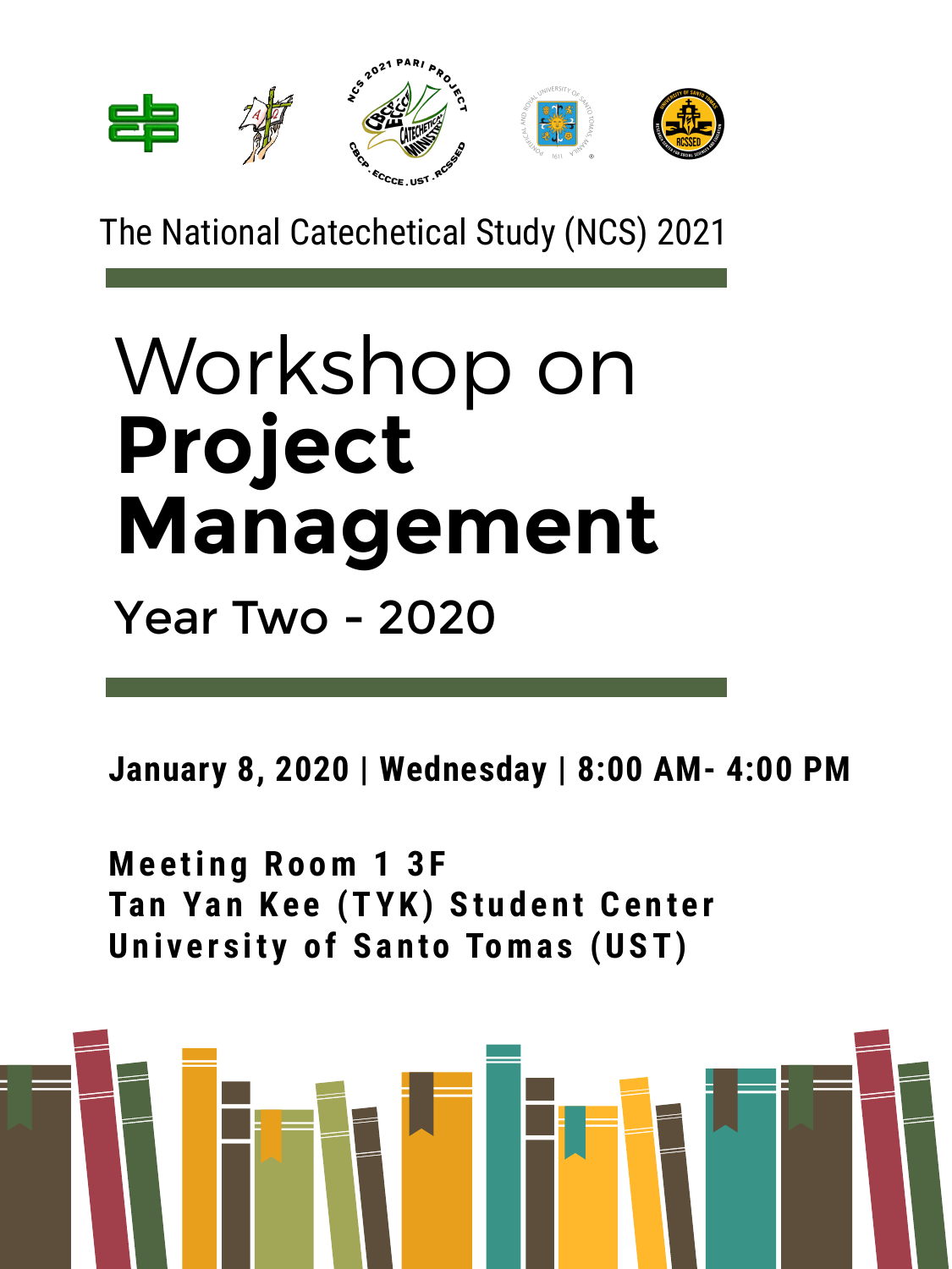The National Catechetical Study (NCS) 2021

# Workshop on **Project Management**

## Year Two - 2020

**January 8, 2020 | Wednesday | 8:00 AM- 4:00 PM**

**Meeting Room 1 3F**
**Tan Yan Kee (TYK) Student Center**
**University of Santo Tomas (UST)**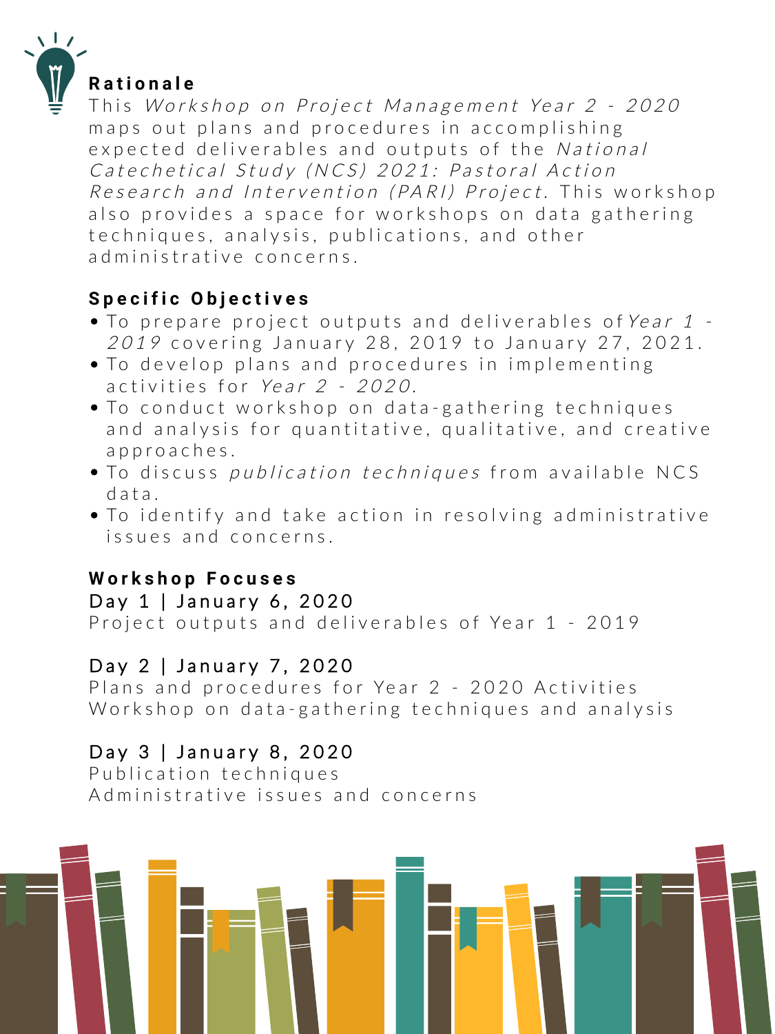## Rationale

This *Workshop on Project Management Year 2 - 2020* maps out plans and procedures in accomplishing expected deliverables and outputs of the *National Catechetical Study (NCS) 2021: Pastoral Action Research and Intervention (PARI) Project.* This workshop also provides a space for workshops on data gathering techniques, analysis, publications, and other administrative concerns.

## Specific Objectives

- To prepare project outputs and deliverables of *Year 1 - 2019* covering January 28, 2019 to January 27, 2021.
- To develop plans and procedures in implementing activities for *Year 2 - 2020.*
- To conduct workshop on data-gathering techniques and analysis for quantitative, qualitative, and creative approaches.
- To discuss *publication techniques* from available NCS data.
- To identify and take action in resolving administrative issues and concerns.

## Workshop Focuses

### Day 1 | January 6, 2020

Project outputs and deliverables of Year 1 - 2019

### Day 2 | January 7, 2020

Plans and procedures for Year 2 - 2020 Activities
Workshop on data-gathering techniques and analysis

### Day 3 | January 8, 2020

Publication techniques
Administrative issues and concerns